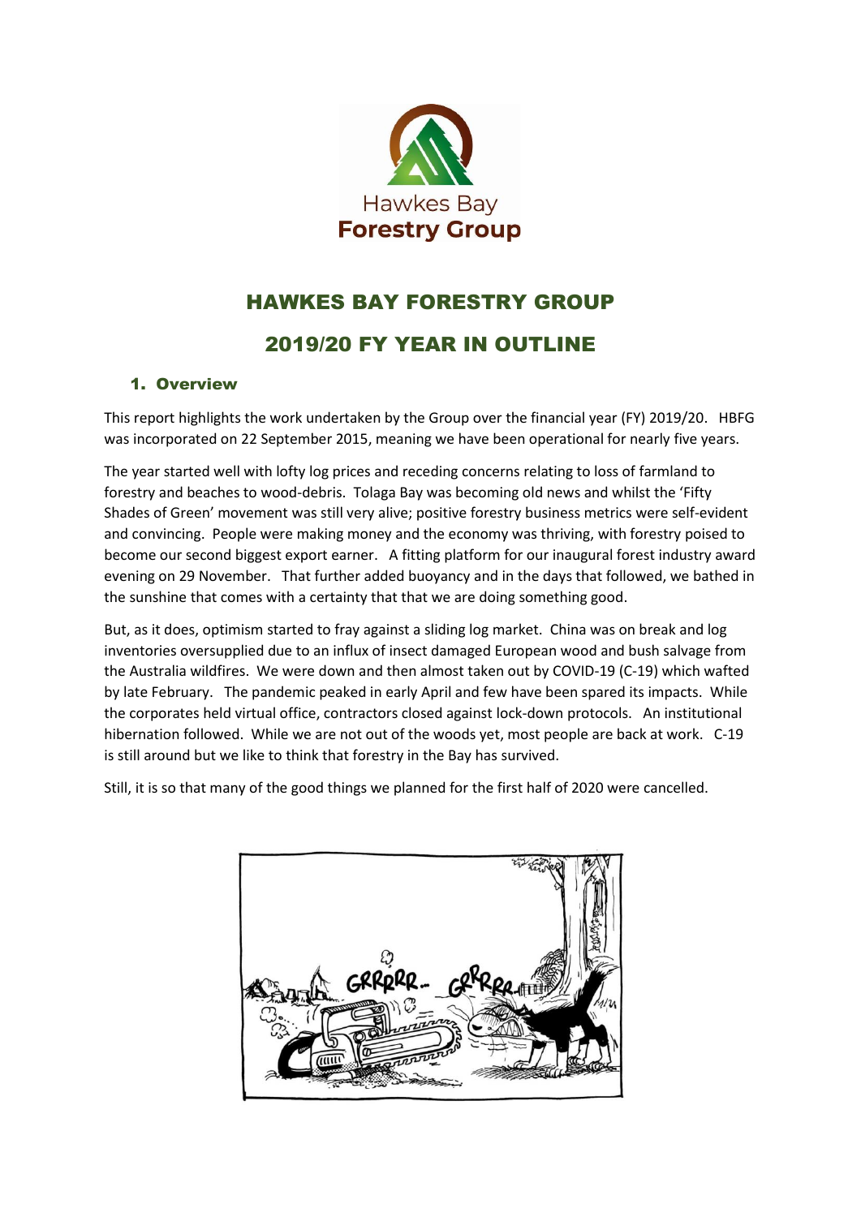# HAWKES BAY FORESTRY GROUP

# 2019/20 FY YEAR IN OUTLINE

## 1. Overview

This report highlights the work undertaken by the Group over the financial year (FY) 2019/20. HBFG was incorporated on 22 September 2015, meaning we have been operational for nearly five years.

The year started well with lofty log prices and receding concerns relating to loss of farmland to forestry and beaches to wood-debris. Tolaga Bay was becoming old news and whilst the 'Fifty Shades of Green' movement was still very alive; positive forestry business metrics were self-evident and convincing. People were making money and the economy was thriving, with forestry poised to become our second biggest export earner. A fitting platform for our inaugural forest industry award evening on 29 November. That further added buoyancy and in the days that followed, we bathed in the sunshine that comes with a certainty that that we are doing something good.

But, as it does, optimism started to fray against a sliding log market. China was on break and log inventories oversupplied due to an influx of insect damaged European wood and bush salvage from the Australia wildfires. We were down and then almost taken out by COVID-19 (C-19) which wafted by late February. The pandemic peaked in early April and few have been spared its impacts. While the corporates held virtual office, contractors closed against lock-down protocols. An institutional hibernation followed. While we are not out of the woods yet, most people are back at work. C-19 is still around but we like to think that forestry in the Bay has survived.

Still, it is so that many of the good things we planned for the first half of 2020 were cancelled.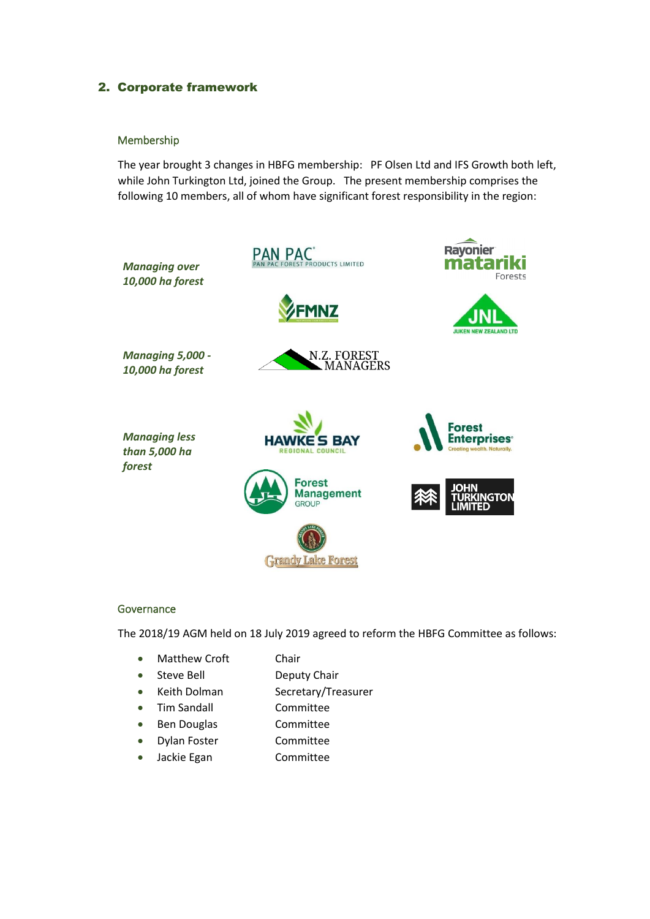## 2. Corporate framework

### Membership

The year brought 3 changes in HBFG membership: PF Olsen Ltd and IFS Growth both left, while John Turkington Ltd, joined the Group. The present membership comprises the following 10 members, all of whom have significant forest responsibility in the region:

***Managing over 10,000 ha forest***

PAN PAC FOREST PRODUCTS LIMITED

Rayonier matariki Forests

FMNZ

JNL JUKEN NEW ZEALAND LTD

***Managing 5,000 - 10,000 ha forest***

N.Z. FOREST MANAGERS

***Managing less than 5,000 ha forest***

HAWKE'S BAY REGIONAL COUNCIL

Forest Enterprises Creating wealth. Naturally.

Forest Management GROUP

JOHN TURKINGTON LIMITED

Grandy Lake Forest

### Governance

The 2018/19 AGM held on 18 July 2019 agreed to reform the HBFG Committee as follows:

- Matthew Croft — Chair
- Steve Bell — Deputy Chair
- Keith Dolman — Secretary/Treasurer
- Tim Sandall — Committee
- Ben Douglas — Committee
- Dylan Foster — Committee
- Jackie Egan — Committee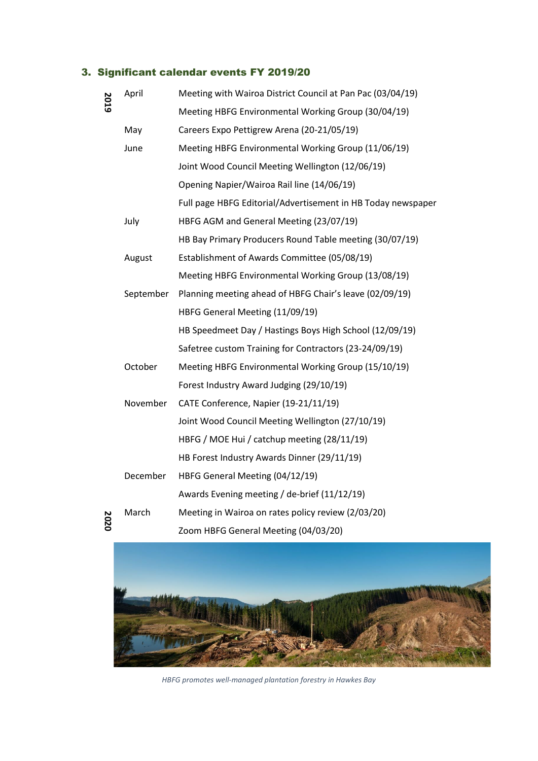## 3. Significant calendar events FY 2019/20

| Year | Month | Event |
|---|---|---|
| 2019 | April | Meeting with Wairoa District Council at Pan Pac (03/04/19) |
| | | Meeting HBFG Environmental Working Group (30/04/19) |
| | May | Careers Expo Pettigrew Arena (20-21/05/19) |
| | June | Meeting HBFG Environmental Working Group (11/06/19) |
| | | Joint Wood Council Meeting Wellington (12/06/19) |
| | | Opening Napier/Wairoa Rail line (14/06/19) |
| | | Full page HBFG Editorial/Advertisement in HB Today newspaper |
| | July | HBFG AGM and General Meeting (23/07/19) |
| | | HB Bay Primary Producers Round Table meeting (30/07/19) |
| | August | Establishment of Awards Committee (05/08/19) |
| | | Meeting HBFG Environmental Working Group (13/08/19) |
| | September | Planning meeting ahead of HBFG Chair's leave (02/09/19) |
| | | HBFG General Meeting (11/09/19) |
| | | HB Speedmeet Day / Hastings Boys High School (12/09/19) |
| | | Safetree custom Training for Contractors (23-24/09/19) |
| | October | Meeting HBFG Environmental Working Group (15/10/19) |
| | | Forest Industry Award Judging (29/10/19) |
| | November | CATE Conference, Napier (19-21/11/19) |
| | | Joint Wood Council Meeting Wellington (27/10/19) |
| | | HBFG / MOE Hui / catchup meeting (28/11/19) |
| | | HB Forest Industry Awards Dinner (29/11/19) |
| | December | HBFG General Meeting (04/12/19) |
| | | Awards Evening meeting / de-brief (11/12/19) |
| 2020 | March | Meeting in Wairoa on rates policy review (2/03/20) |
| | | Zoom HBFG General Meeting (04/03/20) |

*HBFG promotes well-managed plantation forestry in Hawkes Bay*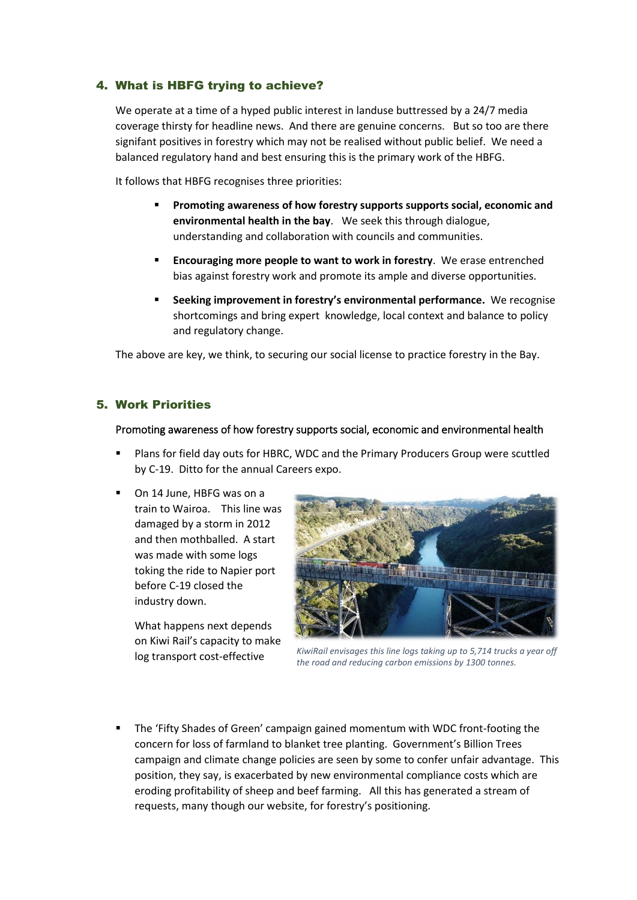## 4. What is HBFG trying to achieve?

We operate at a time of a hyped public interest in landuse buttressed by a 24/7 media coverage thirsty for headline news. And there are genuine concerns. But so too are there signifant positives in forestry which may not be realised without public belief. We need a balanced regulatory hand and best ensuring this is the primary work of the HBFG.

It follows that HBFG recognises three priorities:

- **Promoting awareness of how forestry supports supports social, economic and environmental health in the bay**. We seek this through dialogue, understanding and collaboration with councils and communities.
- **Encouraging more people to want to work in forestry**. We erase entrenched bias against forestry work and promote its ample and diverse opportunities.
- **Seeking improvement in forestry's environmental performance.** We recognise shortcomings and bring expert knowledge, local context and balance to policy and regulatory change.

The above are key, we think, to securing our social license to practice forestry in the Bay.

## 5. Work Priorities

Promoting awareness of how forestry supports social, economic and environmental health

- Plans for field day outs for HBRC, WDC and the Primary Producers Group were scuttled by C-19. Ditto for the annual Careers expo.
- On 14 June, HBFG was on a train to Wairoa. This line was damaged by a storm in 2012 and then mothballed. A start was made with some logs toking the ride to Napier port before C-19 closed the industry down.

  What happens next depends on Kiwi Rail's capacity to make log transport cost-effective

*KiwiRail envisages this line logs taking up to 5,714 trucks a year off the road and reducing carbon emissions by 1300 tonnes.*

- The 'Fifty Shades of Green' campaign gained momentum with WDC front-footing the concern for loss of farmland to blanket tree planting. Government's Billion Trees campaign and climate change policies are seen by some to confer unfair advantage. This position, they say, is exacerbated by new environmental compliance costs which are eroding profitability of sheep and beef farming. All this has generated a stream of requests, many though our website, for forestry's positioning.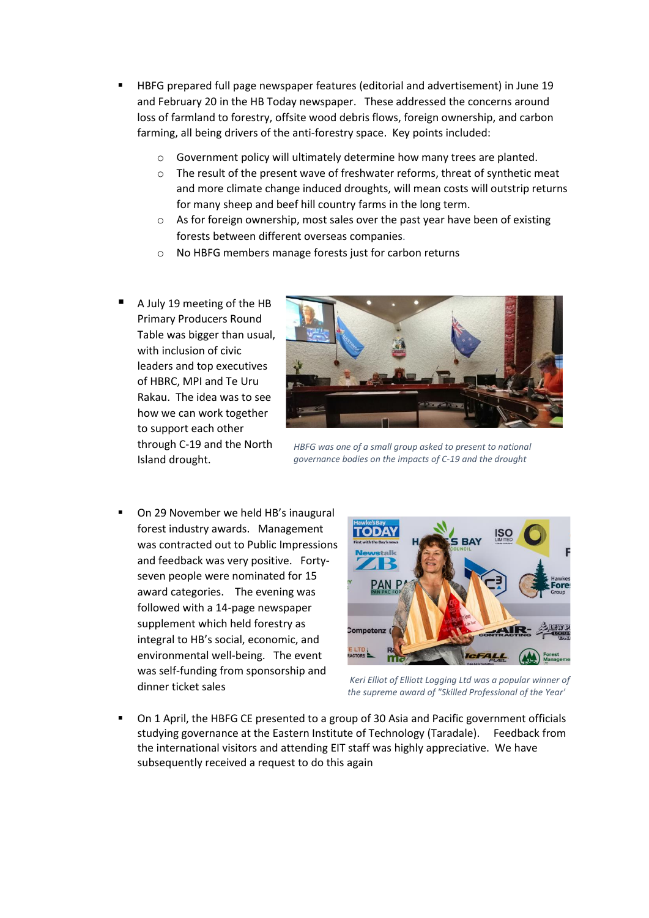- HBFG prepared full page newspaper features (editorial and advertisement) in June 19 and February 20 in the HB Today newspaper. These addressed the concerns around loss of farmland to forestry, offsite wood debris flows, foreign ownership, and carbon farming, all being drivers of the anti-forestry space. Key points included:
  - Government policy will ultimately determine how many trees are planted.
  - The result of the present wave of freshwater reforms, threat of synthetic meat and more climate change induced droughts, will mean costs will outstrip returns for many sheep and beef hill country farms in the long term.
  - As for foreign ownership, most sales over the past year have been of existing forests between different overseas companies.
  - No HBFG members manage forests just for carbon returns

- A July 19 meeting of the HB Primary Producers Round Table was bigger than usual, with inclusion of civic leaders and top executives of HBRC, MPI and Te Uru Rakau. The idea was to see how we can work together to support each other through C-19 and the North Island drought.

*HBFG was one of a small group asked to present to national governance bodies on the impacts of C-19 and the drought*

- On 29 November we held HB's inaugural forest industry awards. Management was contracted out to Public Impressions and feedback was very positive. Forty-seven people were nominated for 15 award categories. The evening was followed with a 14-page newspaper supplement which held forestry as integral to HB's social, economic, and environmental well-being. The event was self-funding from sponsorship and dinner ticket sales

*Keri Elliot of Elliott Logging Ltd was a popular winner of the supreme award of "Skilled Professional of the Year'*

- On 1 April, the HBFG CE presented to a group of 30 Asia and Pacific government officials studying governance at the Eastern Institute of Technology (Taradale). Feedback from the international visitors and attending EIT staff was highly appreciative. We have subsequently received a request to do this again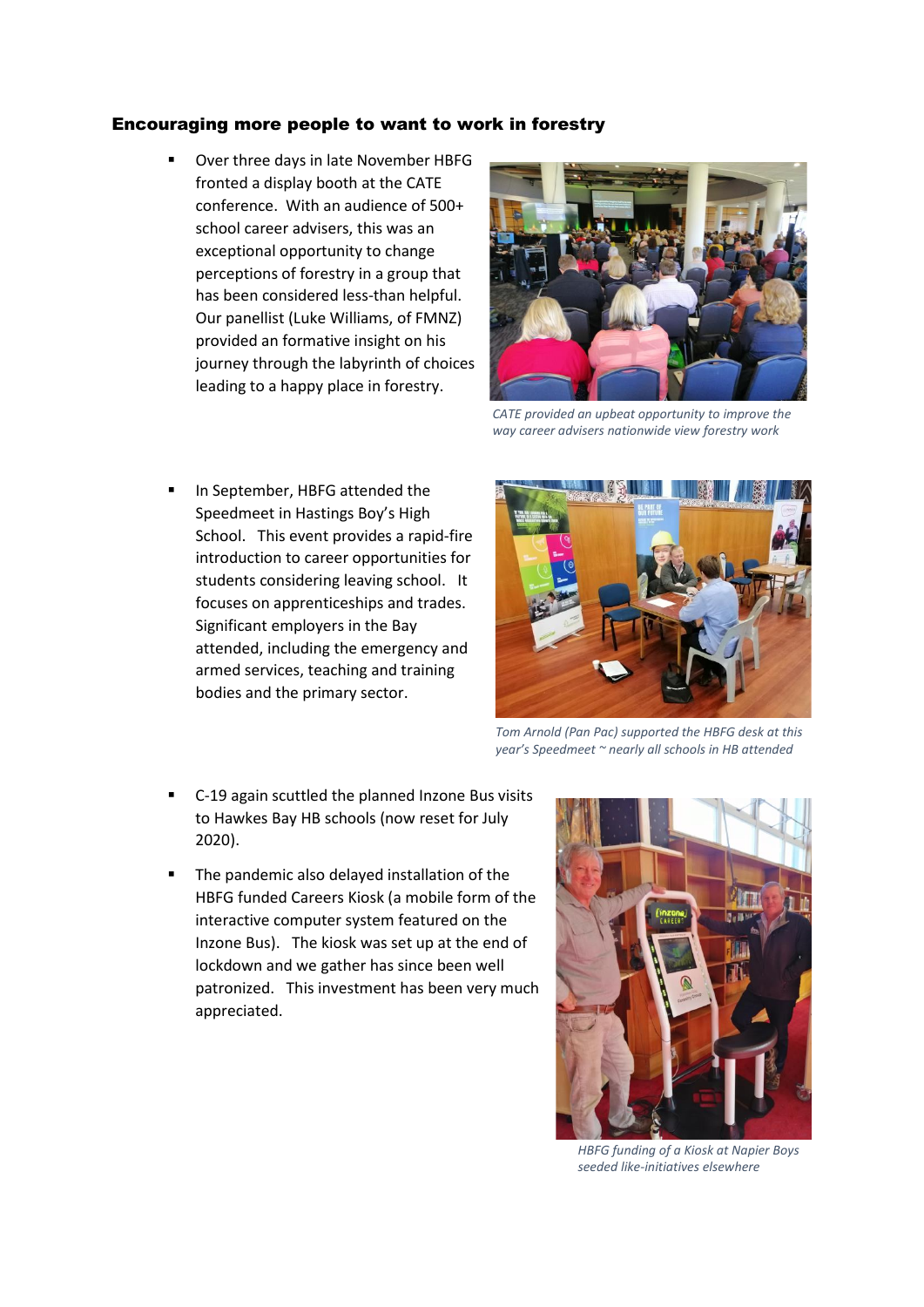### Encouraging more people to want to work in forestry

- Over three days in late November HBFG fronted a display booth at the CATE conference. With an audience of 500+ school career advisers, this was an exceptional opportunity to change perceptions of forestry in a group that has been considered less-than helpful. Our panellist (Luke Williams, of FMNZ) provided an formative insight on his journey through the labyrinth of choices leading to a happy place in forestry.

*CATE provided an upbeat opportunity to improve the way career advisers nationwide view forestry work*

- In September, HBFG attended the Speedmeet in Hastings Boy's High School. This event provides a rapid-fire introduction to career opportunities for students considering leaving school. It focuses on apprenticeships and trades. Significant employers in the Bay attended, including the emergency and armed services, teaching and training bodies and the primary sector.

*Tom Arnold (Pan Pac) supported the HBFG desk at this year's Speedmeet ~ nearly all schools in HB attended*

- C-19 again scuttled the planned Inzone Bus visits to Hawkes Bay HB schools (now reset for July 2020).

- The pandemic also delayed installation of the HBFG funded Careers Kiosk (a mobile form of the interactive computer system featured on the Inzone Bus). The kiosk was set up at the end of lockdown and we gather has since been well patronized. This investment has been very much appreciated.

*HBFG funding of a Kiosk at Napier Boys seeded like-initiatives elsewhere*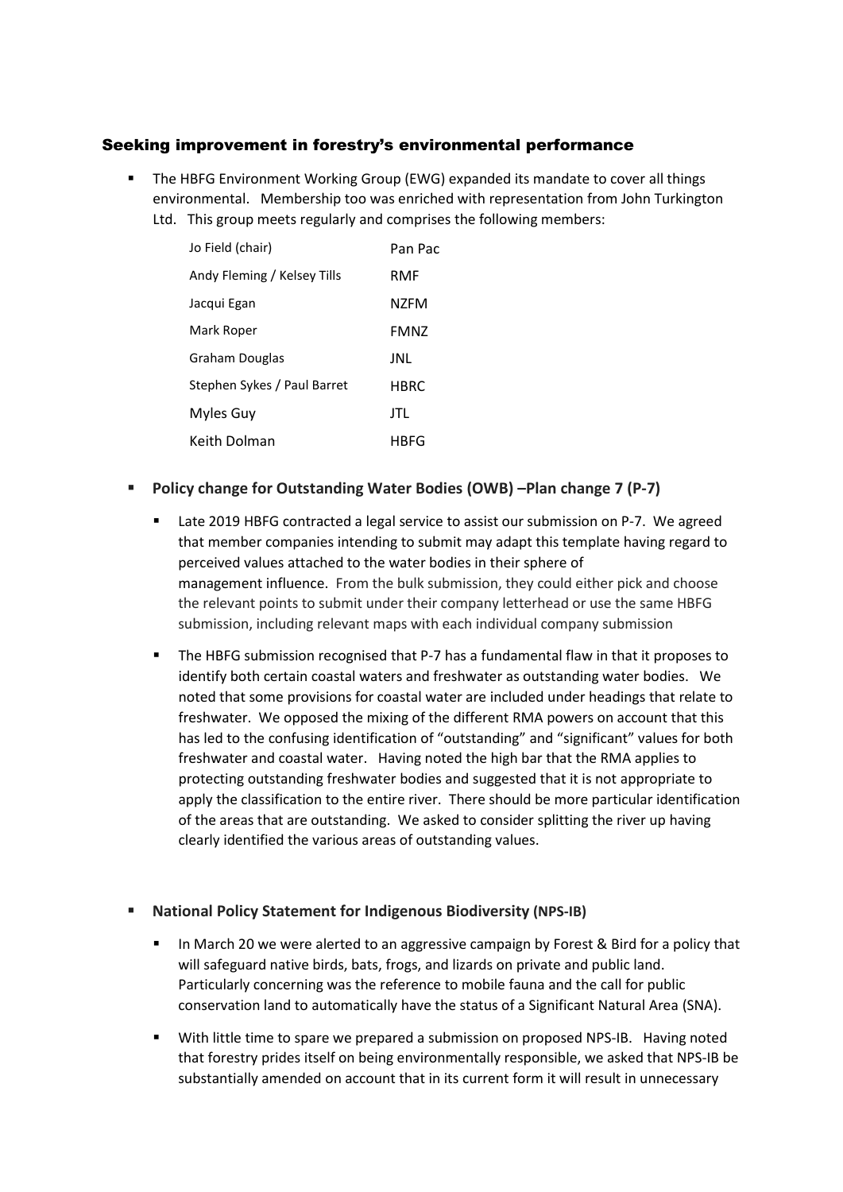## Seeking improvement in forestry's environmental performance

- The HBFG Environment Working Group (EWG) expanded its mandate to cover all things environmental. Membership too was enriched with representation from John Turkington Ltd. This group meets regularly and comprises the following members:

| | |
|---|---|
| Jo Field (chair) | Pan Pac |
| Andy Fleming / Kelsey Tills | RMF |
| Jacqui Egan | NZFM |
| Mark Roper | FMNZ |
| Graham Douglas | JNL |
| Stephen Sykes / Paul Barret | HBRC |
| Myles Guy | JTL |
| Keith Dolman | HBFG |

- **Policy change for Outstanding Water Bodies (OWB) –Plan change 7 (P-7)**
  - Late 2019 HBFG contracted a legal service to assist our submission on P-7. We agreed that member companies intending to submit may adapt this template having regard to perceived values attached to the water bodies in their sphere of management influence. From the bulk submission, they could either pick and choose the relevant points to submit under their company letterhead or use the same HBFG submission, including relevant maps with each individual company submission
  - The HBFG submission recognised that P-7 has a fundamental flaw in that it proposes to identify both certain coastal waters and freshwater as outstanding water bodies. We noted that some provisions for coastal water are included under headings that relate to freshwater. We opposed the mixing of the different RMA powers on account that this has led to the confusing identification of "outstanding" and "significant" values for both freshwater and coastal water. Having noted the high bar that the RMA applies to protecting outstanding freshwater bodies and suggested that it is not appropriate to apply the classification to the entire river. There should be more particular identification of the areas that are outstanding. We asked to consider splitting the river up having clearly identified the various areas of outstanding values.

- **National Policy Statement for Indigenous Biodiversity (NPS-IB)**
  - In March 20 we were alerted to an aggressive campaign by Forest & Bird for a policy that will safeguard native birds, bats, frogs, and lizards on private and public land. Particularly concerning was the reference to mobile fauna and the call for public conservation land to automatically have the status of a Significant Natural Area (SNA).
  - With little time to spare we prepared a submission on proposed NPS-IB. Having noted that forestry prides itself on being environmentally responsible, we asked that NPS-IB be substantially amended on account that in its current form it will result in unnecessary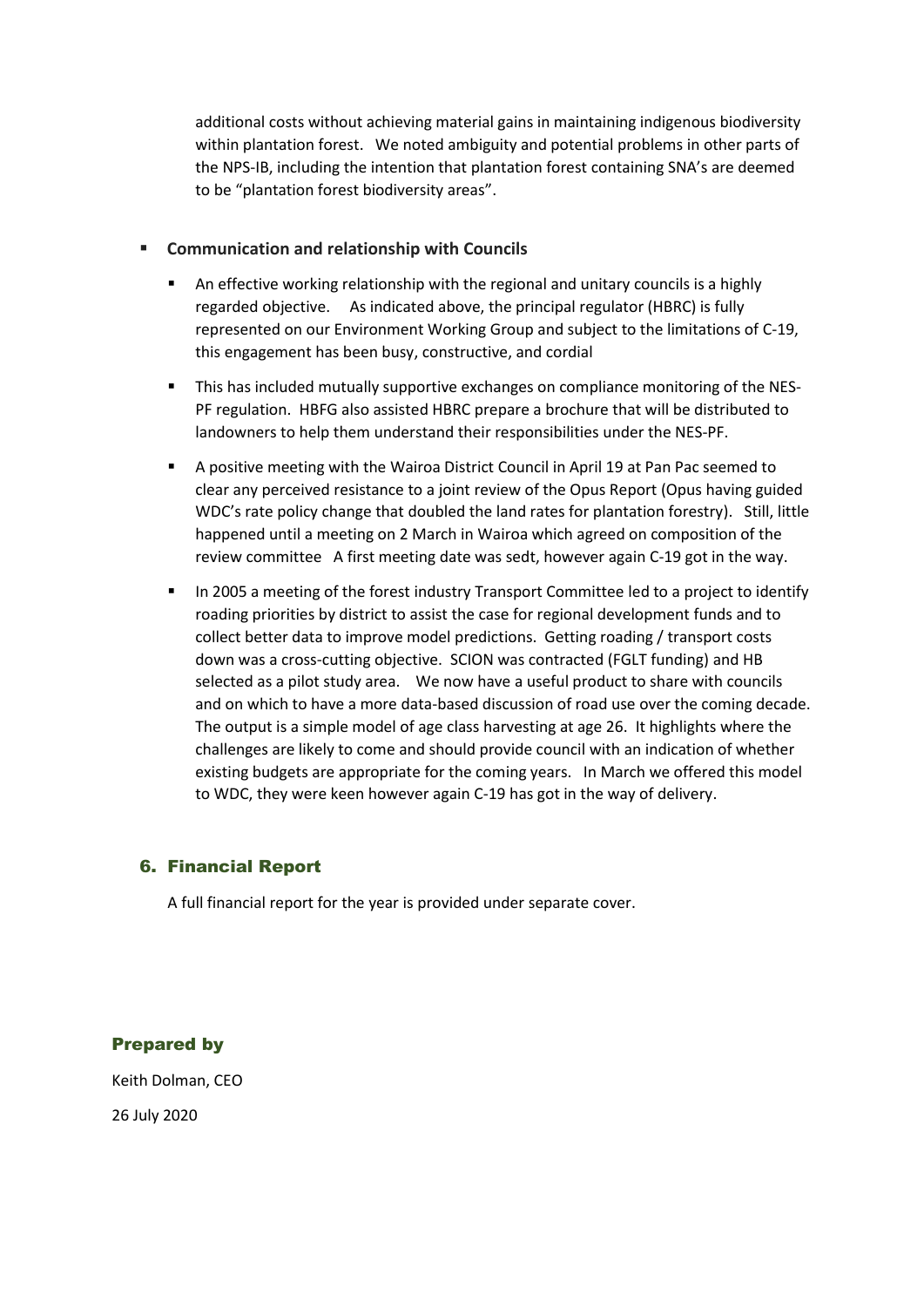additional costs without achieving material gains in maintaining indigenous biodiversity within plantation forest. We noted ambiguity and potential problems in other parts of the NPS-IB, including the intention that plantation forest containing SNA's are deemed to be "plantation forest biodiversity areas".

- **Communication and relationship with Councils**
  - An effective working relationship with the regional and unitary councils is a highly regarded objective. As indicated above, the principal regulator (HBRC) is fully represented on our Environment Working Group and subject to the limitations of C-19, this engagement has been busy, constructive, and cordial
  - This has included mutually supportive exchanges on compliance monitoring of the NES-PF regulation. HBFG also assisted HBRC prepare a brochure that will be distributed to landowners to help them understand their responsibilities under the NES-PF.
  - A positive meeting with the Wairoa District Council in April 19 at Pan Pac seemed to clear any perceived resistance to a joint review of the Opus Report (Opus having guided WDC's rate policy change that doubled the land rates for plantation forestry). Still, little happened until a meeting on 2 March in Wairoa which agreed on composition of the review committee A first meeting date was sedt, however again C-19 got in the way.
  - In 2005 a meeting of the forest industry Transport Committee led to a project to identify roading priorities by district to assist the case for regional development funds and to collect better data to improve model predictions. Getting roading / transport costs down was a cross-cutting objective. SCION was contracted (FGLT funding) and HB selected as a pilot study area. We now have a useful product to share with councils and on which to have a more data-based discussion of road use over the coming decade. The output is a simple model of age class harvesting at age 26. It highlights where the challenges are likely to come and should provide council with an indication of whether existing budgets are appropriate for the coming years. In March we offered this model to WDC, they were keen however again C-19 has got in the way of delivery.

## 6. Financial Report

A full financial report for the year is provided under separate cover.

## Prepared by

Keith Dolman, CEO

26 July 2020